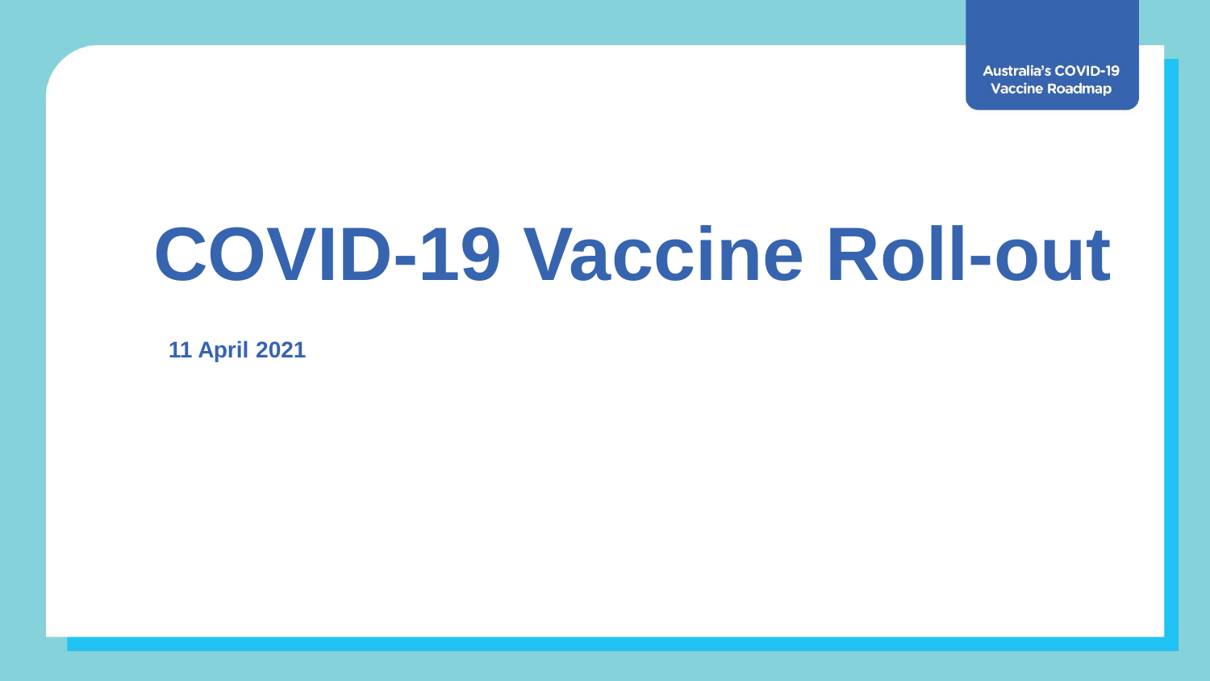Australia's COVID-19 Vaccine Roadmap

# COVID-19 Vaccine Roll-out

**11 April 2021**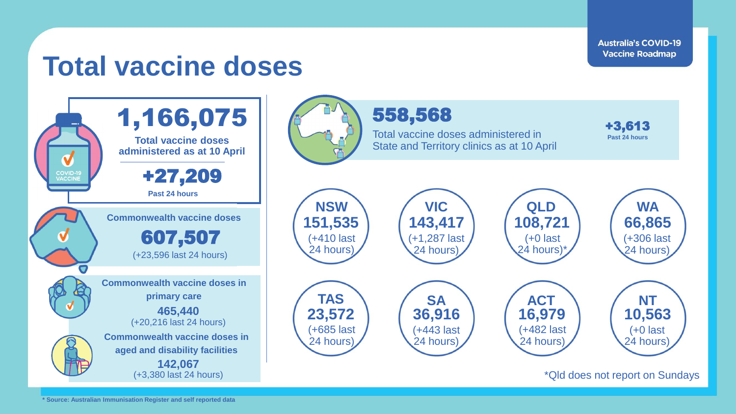Australia's COVID-19 Vaccine Roadmap

# Total vaccine doses

**1,166,075**

**Total vaccine doses administered as at 10 April**

**+27,209**

**Past 24 hours**

**Commonwealth vaccine doses**

**607,507**

(+23,596 last 24 hours)

**Commonwealth vaccine doses in primary care**

**465,440**

(+20,216 last 24 hours)

**Commonwealth vaccine doses in aged and disability facilities**

**142,067**

(+3,380 last 24 hours)

**558,568**

Total vaccine doses administered in State and Territory clinics as at 10 April

**+3,613**

**Past 24 hours**

| State/Territory | Doses | Last 24 hours |
| --- | --- | --- |
| NSW | 151,535 | (+410 last 24 hours) |
| VIC | 143,417 | (+1,287 last 24 hours) |
| QLD | 108,721 | (+0 last 24 hours)* |
| WA | 66,865 | (+306 last 24 hours) |
| TAS | 23,572 | (+685 last 24 hours) |
| SA | 36,916 | (+443 last 24 hours) |
| ACT | 16,979 | (+482 last 24 hours) |
| NT | 10,563 | (+0 last 24 hours) |

*Qld does not report on Sundays

* Source: Australian Immunisation Register and self reported data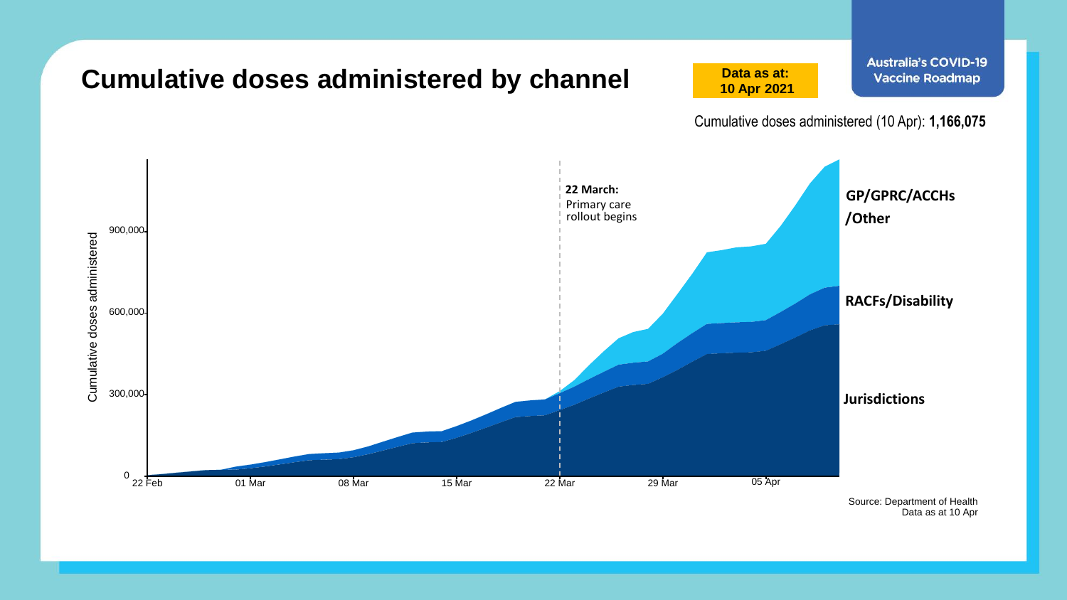# Cumulative doses administered by channel

**Data as at: 10 Apr 2021**

Australia's COVID-19 Vaccine Roadmap

Cumulative doses administered (10 Apr): **1,166,075**

Cumulative doses administered

900,000
600,000
300,000
0

22 Feb | 01 Mar | 08 Mar | 15 Mar | 22 Mar | 29 Mar | 05 Apr

**22 March:** Primary care rollout begins

**GP/GPRC/ACCHs /Other**

**RACFs/Disability**

**Jurisdictions**

Source: Department of Health
Data as at 10 Apr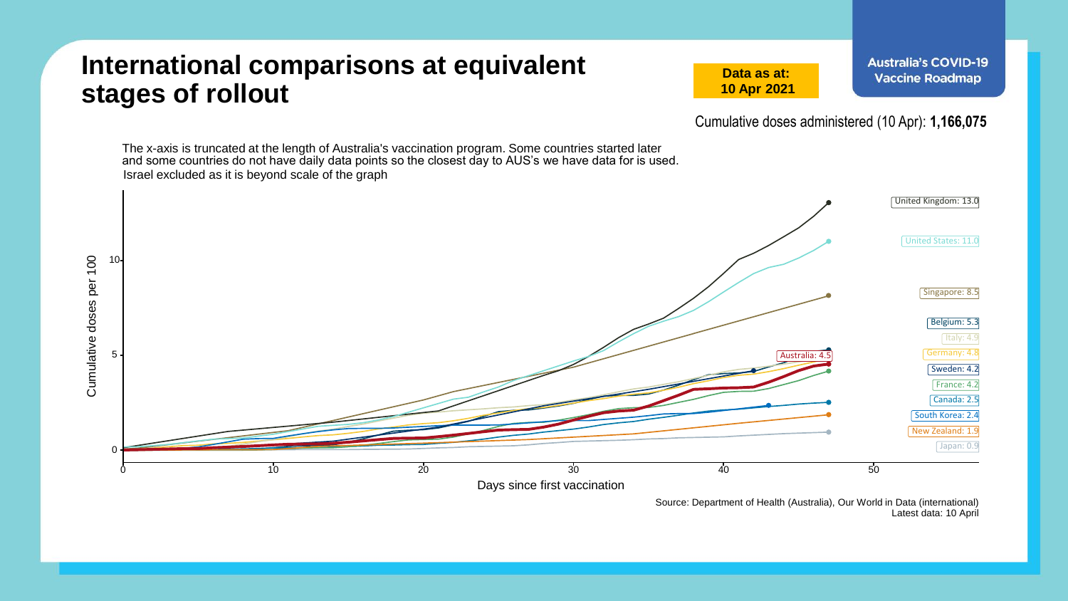# International comparisons at equivalent stages of rollout

**Data as at: 10 Apr 2021**

**Australia's COVID-19 Vaccine Roadmap**

Cumulative doses administered (10 Apr): **1,166,075**

The x-axis is truncated at the length of Australia's vaccination program. Some countries started later and some countries do not have daily data points so the closest day to AUS's we have data for is used.
Israel excluded as it is beyond scale of the graph

United Kingdom: 13.0
United States: 11.0
Singapore: 8.5
Belgium: 5.3
Italy: 4.9
Germany: 4.8
Australia: 4.5
Sweden: 4.2
France: 4.2
Canada: 2.5
South Korea: 2.4
New Zealand: 1.9
Japan: 0.9

Cumulative doses per 100

Days since first vaccination

Source: Department of Health (Australia), Our World in Data (international)
Latest data: 10 April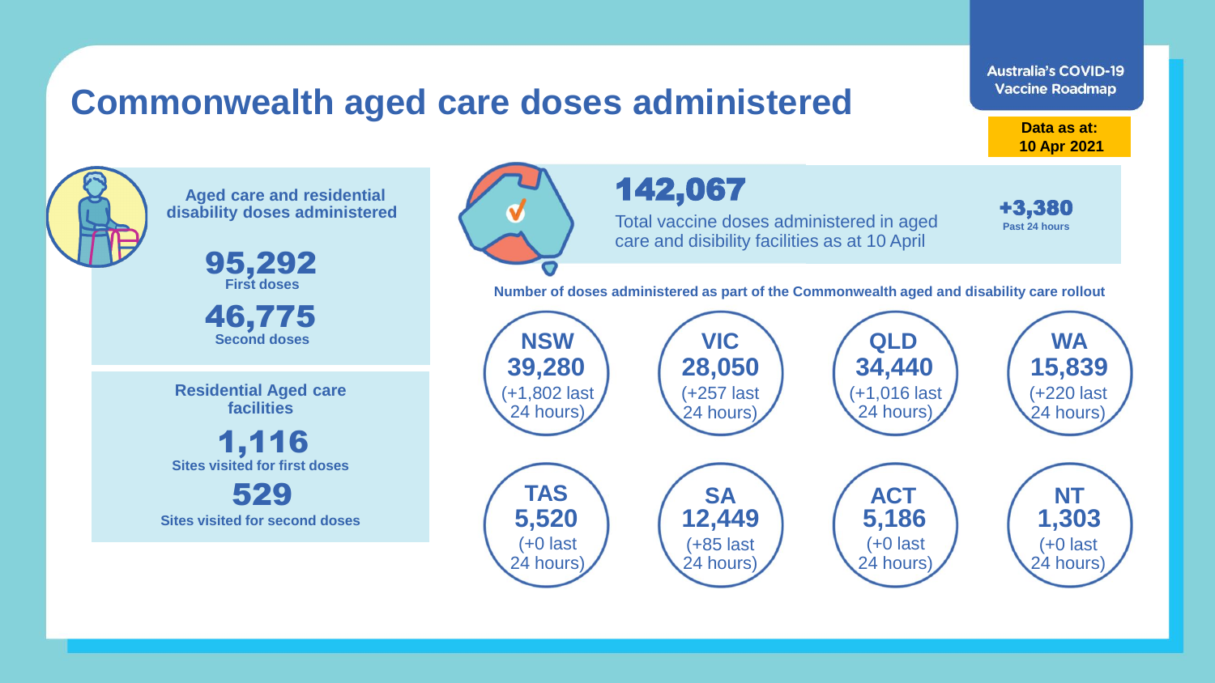# Commonwealth aged care doses administered

**Australia's COVID-19 Vaccine Roadmap**

**Data as at: 10 Apr 2021**

**Aged care and residential disability doses administered**

**95,292**
**First doses**

**46,775**
**Second doses**

**Residential Aged care facilities**

**1,116**
**Sites visited for first doses**

**529**
**Sites visited for second doses**

**142,067**

Total vaccine doses administered in aged care and disibility facilities as at 10 April

**+3,380**
**Past 24 hours**

**Number of doses administered as part of the Commonwealth aged and disability care rollout**

| State/Territory | Doses | Last 24 hours |
|---|---|---|
| NSW | 39,280 | (+1,802 last 24 hours) |
| VIC | 28,050 | (+257 last 24 hours) |
| QLD | 34,440 | (+1,016 last 24 hours) |
| WA | 15,839 | (+220 last 24 hours) |
| TAS | 5,520 | (+0 last 24 hours) |
| SA | 12,449 | (+85 last 24 hours) |
| ACT | 5,186 | (+0 last 24 hours) |
| NT | 1,303 | (+0 last 24 hours) |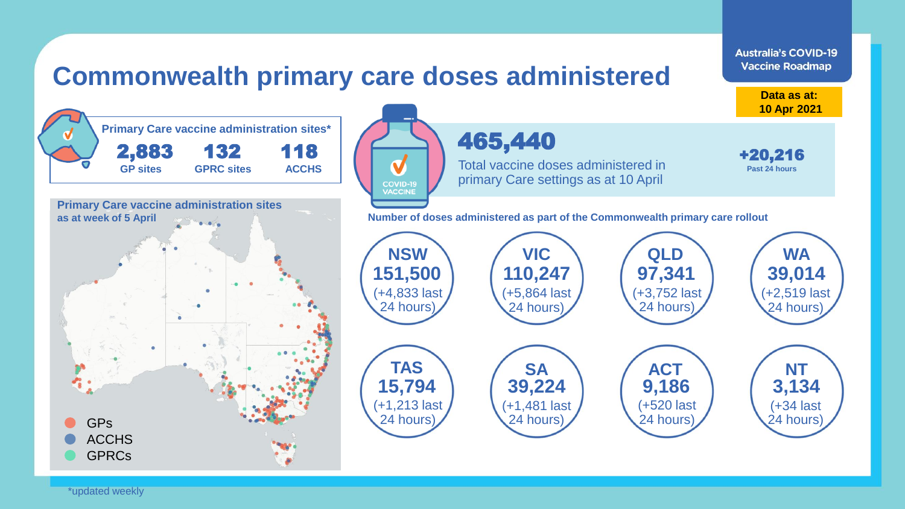# Commonwealth primary care doses administered

Australia's COVID-19 Vaccine Roadmap

**Data as at: 10 Apr 2021**

**Primary Care vaccine administration sites***

| 2,883 | 132 | 118 |
|---|---|---|
| GP sites | GPRC sites | ACCHS |

**Primary Care vaccine administration sites as at week of 5 April**

GPs
ACCHS
GPRCs

COVID-19 VACCINE

**465,440**

Total vaccine doses administered in primary Care settings as at 10 April

**+20,216**
Past 24 hours

**Number of doses administered as part of the Commonwealth primary care rollout**

**NSW**
**151,500**
(+4,833 last 24 hours)

**VIC**
**110,247**
(+5,864 last 24 hours)

**QLD**
**97,341**
(+3,752 last 24 hours)

**WA**
**39,014**
(+2,519 last 24 hours)

**TAS**
**15,794**
(+1,213 last 24 hours)

**SA**
**39,224**
(+1,481 last 24 hours)

**ACT**
**9,186**
(+520 last 24 hours)

**NT**
**3,134**
(+34 last 24 hours)

*updated weekly